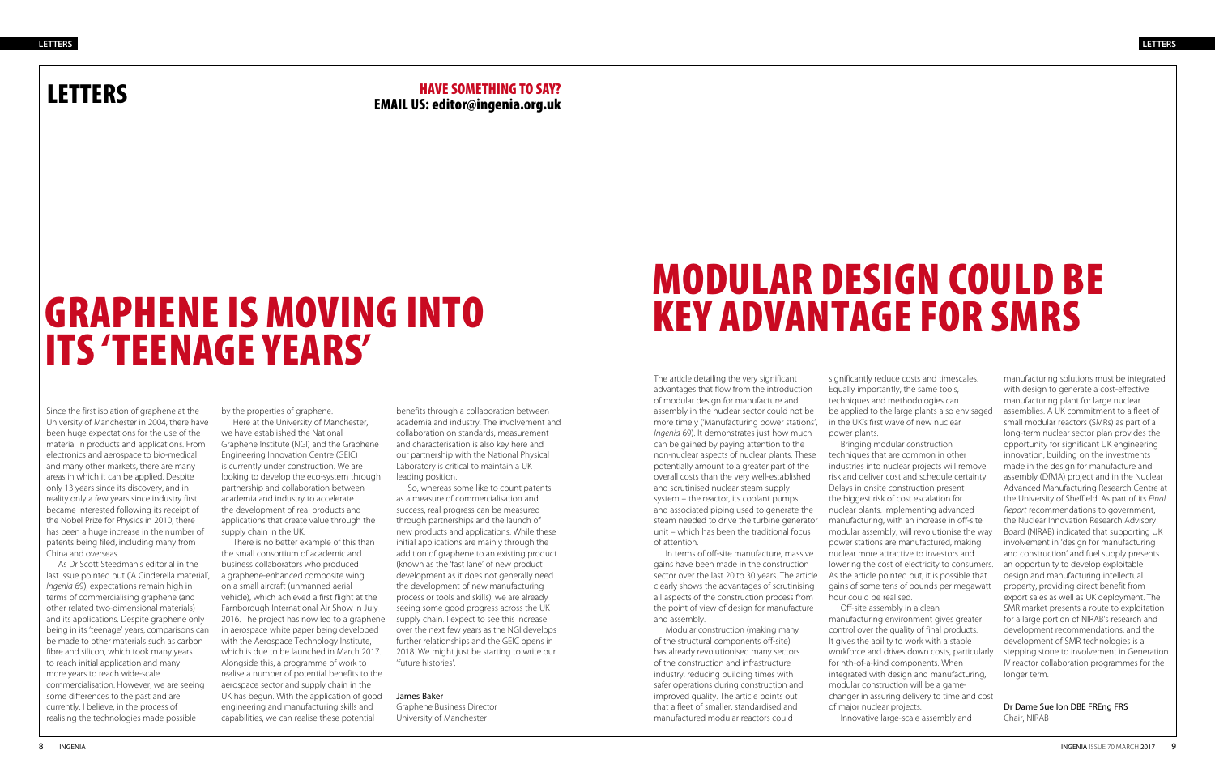# LETTERS

**HAVE SOMETHING TO SAY?**
**EMAIL US: editor@ingenia.org.uk**

## GRAPHENE IS MOVING INTO ITS 'TEENAGE YEARS'

Since the first isolation of graphene at the University of Manchester in 2004, there have been huge expectations for the use of the material in products and applications. From electronics and aerospace to bio-medical and many other markets, there are many areas in which it can be applied. Despite only 13 years since its discovery, and in reality only a few years since industry first became interested following its receipt of the Nobel Prize for Physics in 2010, there has been a huge increase in the number of patents being filed, including many from China and overseas.

As Dr Scott Steedman's editorial in the last issue pointed out ('A Cinderella material', *Ingenia* 69), expectations remain high in terms of commercialising graphene (and other related two-dimensional materials) and its applications. Despite graphene only being in its 'teenage' years, comparisons can be made to other materials such as carbon fibre and silicon, which took many years to reach initial application and many more years to reach wide-scale commercialisation. However, we are seeing some differences to the past and are currently, I believe, in the process of realising the technologies made possible by the properties of graphene.

Here at the University of Manchester, we have established the National Graphene Institute (NGI) and the Graphene Engineering Innovation Centre (GEIC) is currently under construction. We are looking to develop the eco-system through partnership and collaboration between academia and industry to accelerate the development of real products and applications that create value through the supply chain in the UK.

There is no better example of this than the small consortium of academic and business collaborators who produced a graphene-enhanced composite wing on a small aircraft (unmanned aerial vehicle), which achieved a first flight at the Farnborough International Air Show in July 2016. The project has now led to a graphene in aerospace white paper being developed with the Aerospace Technology Institute, which is due to be launched in March 2017. Alongside this, a programme of work to realise a number of potential benefits to the UK has begun. With the application of good engineering and manufacturing skills and capabilities, we can realise these potential benefits through a collaboration between academia and industry. The involvement and collaboration on standards, measurement and characterisation is also key here and our partnership with the National Physical Laboratory is critical to maintain a UK leading position.

So, whereas some like to count patents as a measure of commercialisation and success, real progress can be measured through partnerships and the launch of new products and applications. While these initial applications are mainly through the addition of graphene to an existing product (known as the 'fast lane' of new product development as it does not generally need the development of new manufacturing process or tools and skills), we are already seeing some good progress across the UK supply chain. I expect to see this increase over the next few years as the NGI develops further relationships and the GEIC opens in 2018. We might just be starting to write our 'future histories'.

James Baker
Graphene Business Director
University of Manchester

## MODULAR DESIGN COULD BE KEY ADVANTAGE FOR SMRS

The article detailing the very significant advantages that flow from the introduction of modular design for manufacture and assembly in the nuclear sector could not be more timely ('Manufacturing power stations', *Ingenia* 69). It demonstrates just how much can be gained by paying attention to the non-nuclear aspects of nuclear plants. These potentially amount to a greater part of the overall costs than the very well-established and scrutinised nuclear steam supply system – the reactor, its coolant pumps and associated piping used to generate the steam needed to drive the turbine generator unit – which has been the traditional focus of attention.

In terms of off-site manufacture, massive gains have been made in the construction sector over the last 20 to 30 years. The article clearly shows the advantages of scrutinising all aspects of the construction process from the point of view of design for manufacture and assembly.

Modular construction (making many of the structural components off-site) has already revolutionised many sectors of the construction and infrastructure industry, reducing building times with safer operations during construction and improved quality. The article points out that a fleet of smaller, standardised and manufactured modular reactors could significantly reduce costs and timescales. Equally importantly, the same tools, techniques and methodologies can be applied to the large plants also envisaged in the UK's first wave of new nuclear power plants.

Bringing modular construction techniques that are common in other industries into nuclear projects will remove risk and deliver cost and schedule certainty. Delays in onsite construction present the biggest risk of cost escalation for nuclear plants. Implementing advanced manufacturing, with an increase in off-site modular assembly, will revolutionise the way power stations are manufactured, making nuclear more attractive to investors and lowering the cost of electricity to consumers. As the article pointed out, it is possible that gains of some tens of pounds per megawatt hour could be realised.

Off-site assembly in a clean manufacturing environment gives greater control over the quality of final products. It gives the ability to work with a stable workforce and drives down costs, particularly for nth-of-a-kind components. When integrated with design and manufacturing, modular construction will be a game-changer in assuring delivery to time and cost of major nuclear projects.

Innovative large-scale assembly and manufacturing solutions must be integrated with design to generate a cost-effective manufacturing plant for large nuclear assemblies. A UK commitment to a fleet of small modular reactors (SMRs) as part of a long-term nuclear sector plan provides the opportunity for significant UK engineering innovation, building on the investments made in the design for manufacture and assembly (DfMA) project and in the Nuclear Advanced Manufacturing Research Centre at the University of Sheffield. As part of its *Final Report* recommendations to government, the Nuclear Innovation Research Advisory Board (NIRAB) indicated that supporting UK involvement in 'design for manufacturing and construction' and fuel supply presents an opportunity to develop exploitable design and manufacturing intellectual property, providing direct benefit from export sales as well as UK deployment. The SMR market presents a route to exploitation for a large portion of NIRAB's research and development recommendations, and the development of SMR technologies is a stepping stone to involvement in Generation IV reactor collaboration programmes for the longer term.

Dr Dame Sue Ion DBE FREng FRS
Chair, NIRAB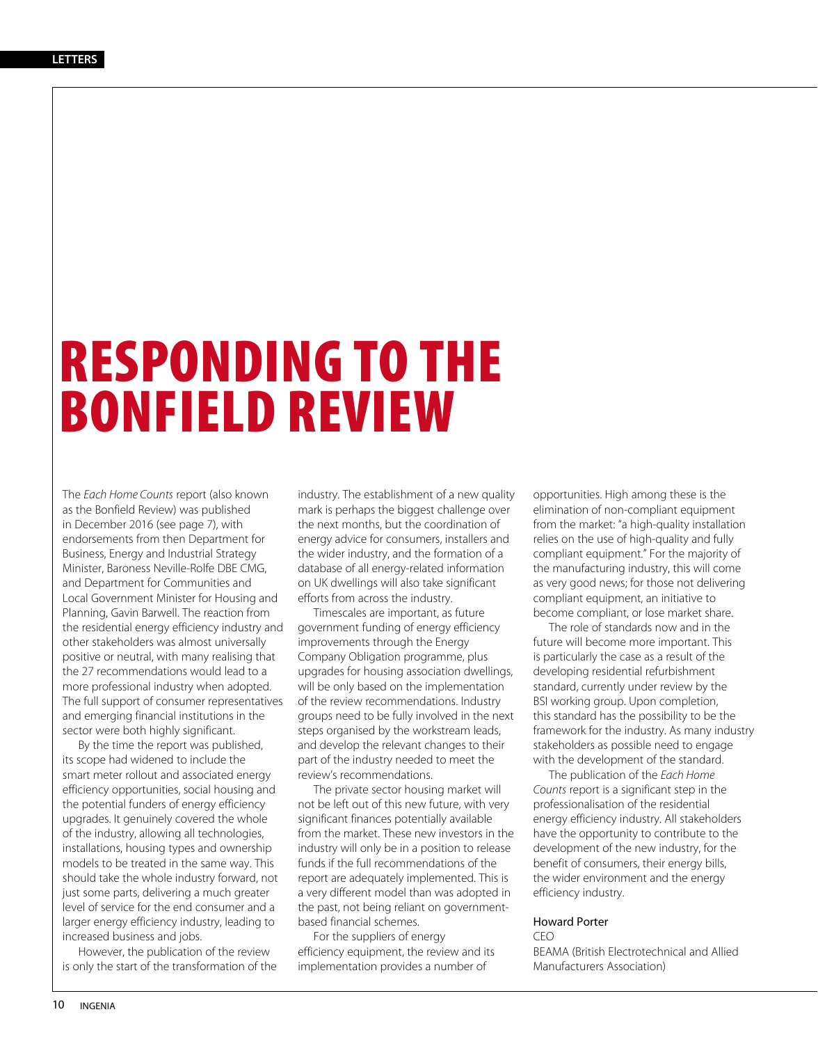# RESPONDING TO THE BONFIELD REVIEW

The *Each Home Counts* report (also known as the Bonfield Review) was published in December 2016 (see page 7), with endorsements from then Department for Business, Energy and Industrial Strategy Minister, Baroness Neville-Rolfe DBE CMG, and Department for Communities and Local Government Minister for Housing and Planning, Gavin Barwell. The reaction from the residential energy efficiency industry and other stakeholders was almost universally positive or neutral, with many realising that the 27 recommendations would lead to a more professional industry when adopted. The full support of consumer representatives and emerging financial institutions in the sector were both highly significant.

By the time the report was published, its scope had widened to include the smart meter rollout and associated energy efficiency opportunities, social housing and the potential funders of energy efficiency upgrades. It genuinely covered the whole of the industry, allowing all technologies, installations, housing types and ownership models to be treated in the same way. This should take the whole industry forward, not just some parts, delivering a much greater level of service for the end consumer and a larger energy efficiency industry, leading to increased business and jobs.

However, the publication of the review is only the start of the transformation of the industry. The establishment of a new quality mark is perhaps the biggest challenge over the next months, but the coordination of energy advice for consumers, installers and the wider industry, and the formation of a database of all energy-related information on UK dwellings will also take significant efforts from across the industry.

Timescales are important, as future government funding of energy efficiency improvements through the Energy Company Obligation programme, plus upgrades for housing association dwellings, will be only based on the implementation of the review recommendations. Industry groups need to be fully involved in the next steps organised by the workstream leads, and develop the relevant changes to their part of the industry needed to meet the review's recommendations.

The private sector housing market will not be left out of this new future, with very significant finances potentially available from the market. These new investors in the industry will only be in a position to release funds if the full recommendations of the report are adequately implemented. This is a very different model than was adopted in the past, not being reliant on government-based financial schemes.

For the suppliers of energy efficiency equipment, the review and its implementation provides a number of opportunities. High among these is the elimination of non-compliant equipment from the market: "a high-quality installation relies on the use of high-quality and fully compliant equipment." For the majority of the manufacturing industry, this will come as very good news; for those not delivering compliant equipment, an initiative to become compliant, or lose market share.

The role of standards now and in the future will become more important. This is particularly the case as a result of the developing residential refurbishment standard, currently under review by the BSI working group. Upon completion, this standard has the possibility to be the framework for the industry. As many industry stakeholders as possible need to engage with the development of the standard.

The publication of the *Each Home Counts* report is a significant step in the professionalisation of the residential energy efficiency industry. All stakeholders have the opportunity to contribute to the development of the new industry, for the benefit of consumers, their energy bills, the wider environment and the energy efficiency industry.

**Howard Porter**
CEO
BEAMA (British Electrotechnical and Allied Manufacturers Association)